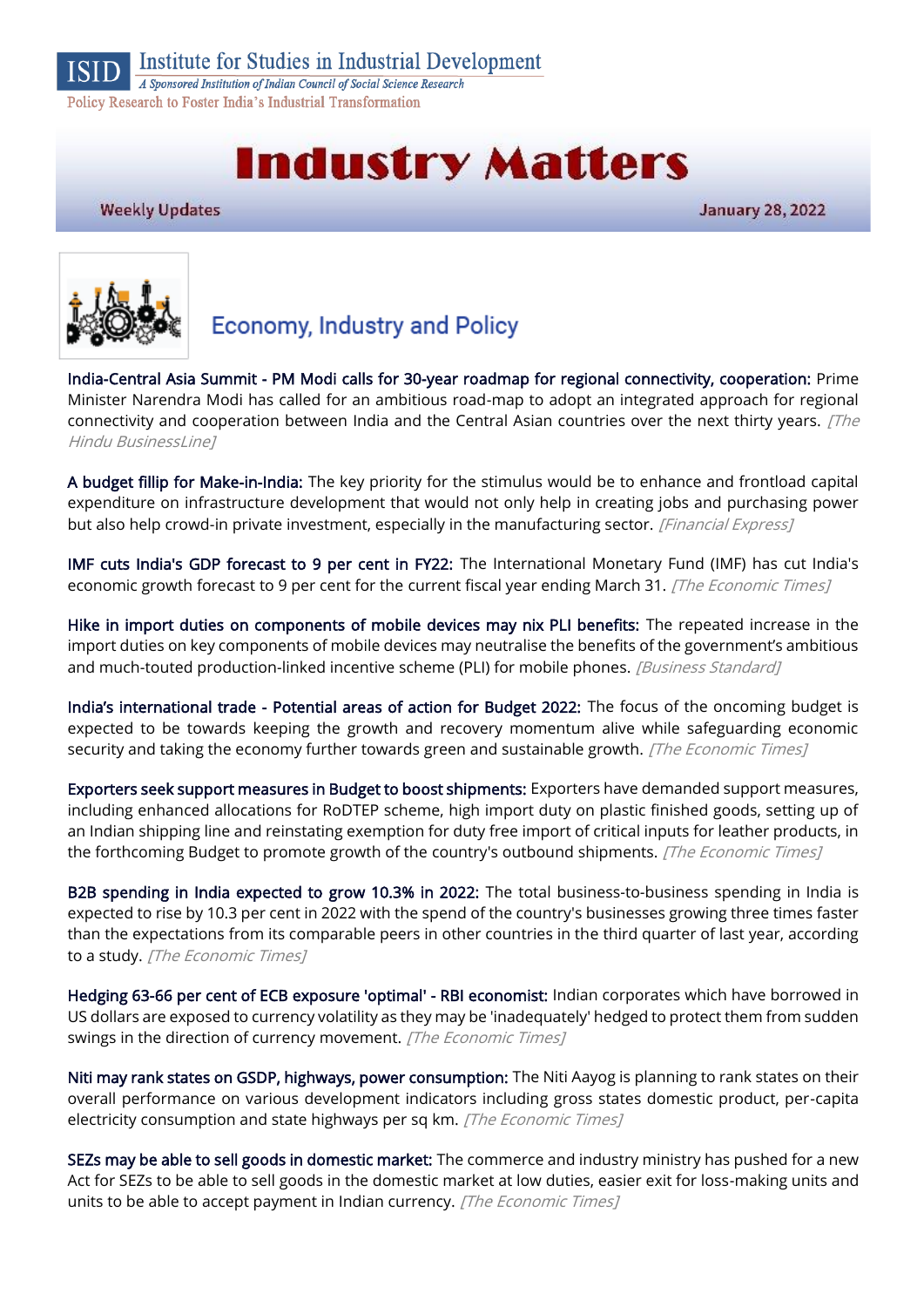ISID Institute for Studies in Industrial Development

*A Sponsored Institution of Indian Council of Social Science Research*

Policy Research to Foster India's Industrial Transformation

# Industry Matters

Weekly Updates

January 28, 2022

## Economy, Industry and Policy

**India-Central Asia Summit - PM Modi calls for 30-year roadmap for regional connectivity, cooperation:** Prime Minister Narendra Modi has called for an ambitious road-map to adopt an integrated approach for regional connectivity and cooperation between India and the Central Asian countries over the next thirty years. *[The Hindu BusinessLine]*

**A budget fillip for Make-in-India:** The key priority for the stimulus would be to enhance and frontload capital expenditure on infrastructure development that would not only help in creating jobs and purchasing power but also help crowd-in private investment, especially in the manufacturing sector. *[Financial Express]*

**IMF cuts India's GDP forecast to 9 per cent in FY22:** The International Monetary Fund (IMF) has cut India's economic growth forecast to 9 per cent for the current fiscal year ending March 31. *[The Economic Times]*

**Hike in import duties on components of mobile devices may nix PLI benefits:** The repeated increase in the import duties on key components of mobile devices may neutralise the benefits of the government's ambitious and much-touted production-linked incentive scheme (PLI) for mobile phones. *[Business Standard]*

**India's international trade - Potential areas of action for Budget 2022:** The focus of the oncoming budget is expected to be towards keeping the growth and recovery momentum alive while safeguarding economic security and taking the economy further towards green and sustainable growth. *[The Economic Times]*

**Exporters seek support measures in Budget to boost shipments:** Exporters have demanded support measures, including enhanced allocations for RoDTEP scheme, high import duty on plastic finished goods, setting up of an Indian shipping line and reinstating exemption for duty free import of critical inputs for leather products, in the forthcoming Budget to promote growth of the country's outbound shipments. *[The Economic Times]*

**B2B spending in India expected to grow 10.3% in 2022:** The total business-to-business spending in India is expected to rise by 10.3 per cent in 2022 with the spend of the country's businesses growing three times faster than the expectations from its comparable peers in other countries in the third quarter of last year, according to a study. *[The Economic Times]*

**Hedging 63-66 per cent of ECB exposure 'optimal' - RBI economist:** Indian corporates which have borrowed in US dollars are exposed to currency volatility as they may be 'inadequately' hedged to protect them from sudden swings in the direction of currency movement. *[The Economic Times]*

**Niti may rank states on GSDP, highways, power consumption:** The Niti Aayog is planning to rank states on their overall performance on various development indicators including gross states domestic product, per-capita electricity consumption and state highways per sq km. *[The Economic Times]*

**SEZs may be able to sell goods in domestic market:** The commerce and industry ministry has pushed for a new Act for SEZs to be able to sell goods in the domestic market at low duties, easier exit for loss-making units and units to be able to accept payment in Indian currency. *[The Economic Times]*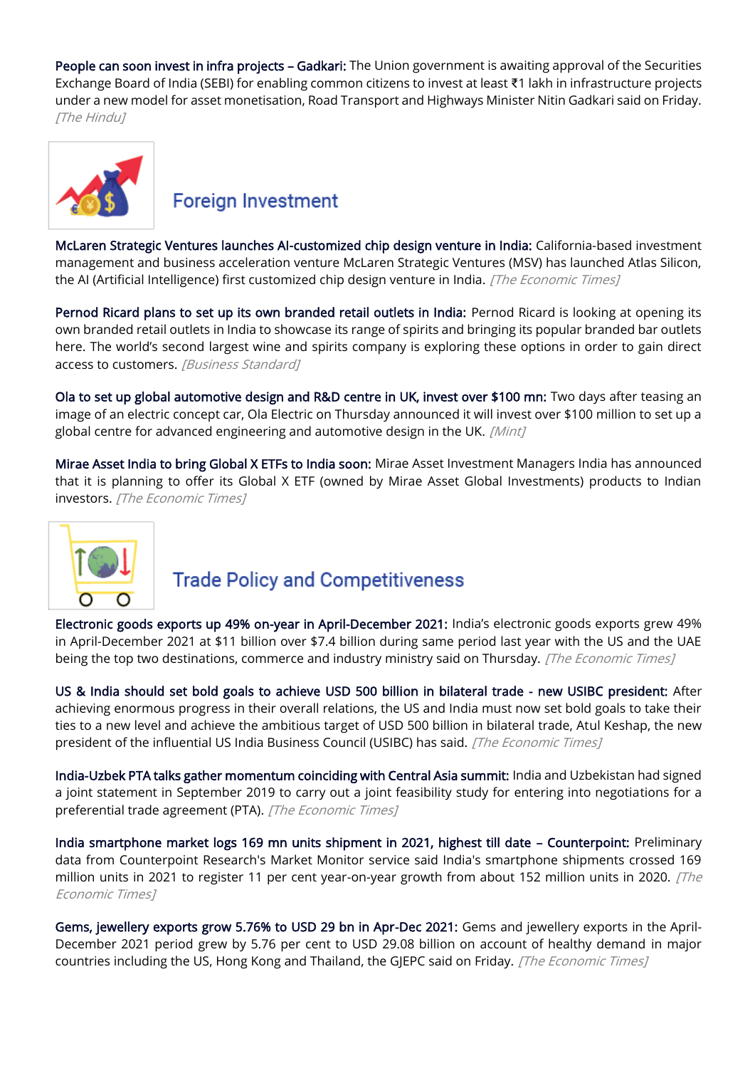**People can soon invest in infra projects – Gadkari:** The Union government is awaiting approval of the Securities Exchange Board of India (SEBI) for enabling common citizens to invest at least ₹1 lakh in infrastructure projects under a new model for asset monetisation, Road Transport and Highways Minister Nitin Gadkari said on Friday. *[The Hindu]*

## Foreign Investment

**McLaren Strategic Ventures launches AI-customized chip design venture in India:** California-based investment management and business acceleration venture McLaren Strategic Ventures (MSV) has launched Atlas Silicon, the AI (Artificial Intelligence) first customized chip design venture in India. *[The Economic Times]*

**Pernod Ricard plans to set up its own branded retail outlets in India:** Pernod Ricard is looking at opening its own branded retail outlets in India to showcase its range of spirits and bringing its popular branded bar outlets here. The world's second largest wine and spirits company is exploring these options in order to gain direct access to customers. *[Business Standard]*

**Ola to set up global automotive design and R&D centre in UK, invest over $100 mn:** Two days after teasing an image of an electric concept car, Ola Electric on Thursday announced it will invest over $100 million to set up a global centre for advanced engineering and automotive design in the UK. *[Mint]*

**Mirae Asset India to bring Global X ETFs to India soon:** Mirae Asset Investment Managers India has announced that it is planning to offer its Global X ETF (owned by Mirae Asset Global Investments) products to Indian investors. *[The Economic Times]*

## Trade Policy and Competitiveness

**Electronic goods exports up 49% on-year in April-December 2021:** India's electronic goods exports grew 49% in April-December 2021 at $11 billion over $7.4 billion during same period last year with the US and the UAE being the top two destinations, commerce and industry ministry said on Thursday. *[The Economic Times]*

**US & India should set bold goals to achieve USD 500 billion in bilateral trade - new USIBC president:** After achieving enormous progress in their overall relations, the US and India must now set bold goals to take their ties to a new level and achieve the ambitious target of USD 500 billion in bilateral trade, Atul Keshap, the new president of the influential US India Business Council (USIBC) has said. *[The Economic Times]*

**India-Uzbek PTA talks gather momentum coinciding with Central Asia summit:** India and Uzbekistan had signed a joint statement in September 2019 to carry out a joint feasibility study for entering into negotiations for a preferential trade agreement (PTA). *[The Economic Times]*

**India smartphone market logs 169 mn units shipment in 2021, highest till date – Counterpoint:** Preliminary data from Counterpoint Research's Market Monitor service said India's smartphone shipments crossed 169 million units in 2021 to register 11 per cent year-on-year growth from about 152 million units in 2020. *[The Economic Times]*

**Gems, jewellery exports grow 5.76% to USD 29 bn in Apr-Dec 2021:** Gems and jewellery exports in the April-December 2021 period grew by 5.76 per cent to USD 29.08 billion on account of healthy demand in major countries including the US, Hong Kong and Thailand, the GJEPC said on Friday. *[The Economic Times]*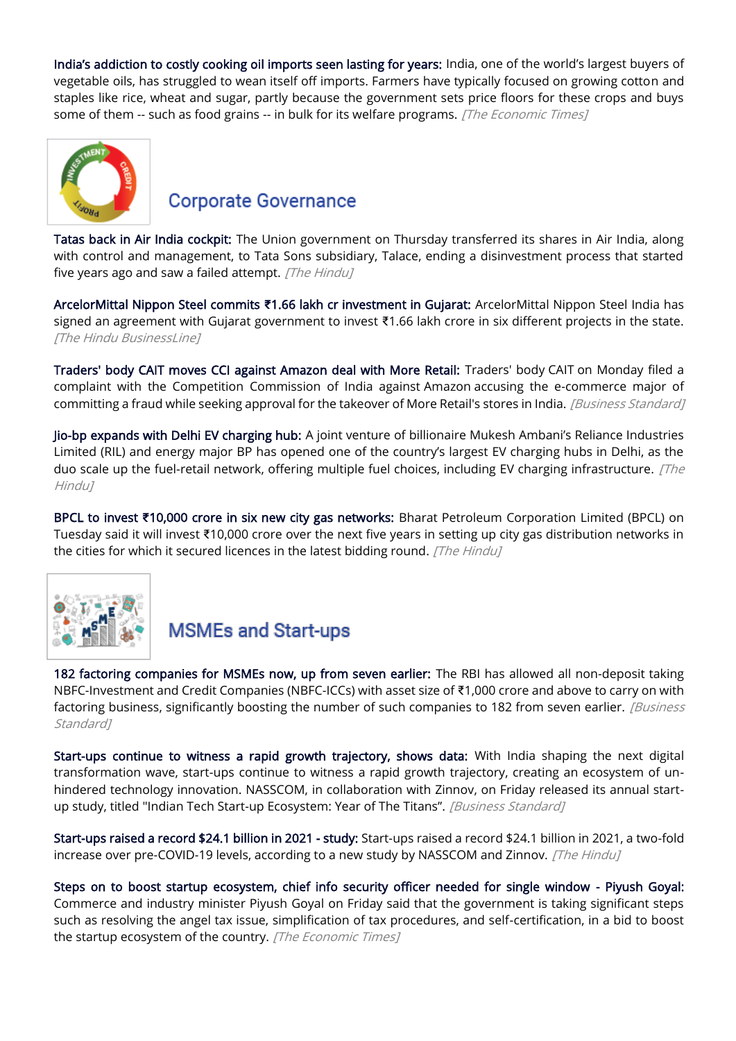**India's addiction to costly cooking oil imports seen lasting for years:** India, one of the world's largest buyers of vegetable oils, has struggled to wean itself off imports. Farmers have typically focused on growing cotton and staples like rice, wheat and sugar, partly because the government sets price floors for these crops and buys some of them -- such as food grains -- in bulk for its welfare programs. *[The Economic Times]*

## Corporate Governance

**Tatas back in Air India cockpit:** The Union government on Thursday transferred its shares in Air India, along with control and management, to Tata Sons subsidiary, Talace, ending a disinvestment process that started five years ago and saw a failed attempt. *[The Hindu]*

**ArcelorMittal Nippon Steel commits ₹1.66 lakh cr investment in Gujarat:** ArcelorMittal Nippon Steel India has signed an agreement with Gujarat government to invest ₹1.66 lakh crore in six different projects in the state. *[The Hindu BusinessLine]*

**Traders' body CAIT moves CCI against Amazon deal with More Retail:** Traders' body CAIT on Monday filed a complaint with the Competition Commission of India against Amazon accusing the e-commerce major of committing a fraud while seeking approval for the takeover of More Retail's stores in India. *[Business Standard]*

**Jio-bp expands with Delhi EV charging hub:** A joint venture of billionaire Mukesh Ambani's Reliance Industries Limited (RIL) and energy major BP has opened one of the country's largest EV charging hubs in Delhi, as the duo scale up the fuel-retail network, offering multiple fuel choices, including EV charging infrastructure. *[The Hindu]*

**BPCL to invest ₹10,000 crore in six new city gas networks:** Bharat Petroleum Corporation Limited (BPCL) on Tuesday said it will invest ₹10,000 crore over the next five years in setting up city gas distribution networks in the cities for which it secured licences in the latest bidding round. *[The Hindu]*

## MSMEs and Start-ups

**182 factoring companies for MSMEs now, up from seven earlier:** The RBI has allowed all non-deposit taking NBFC-Investment and Credit Companies (NBFC-ICCs) with asset size of ₹1,000 crore and above to carry on with factoring business, significantly boosting the number of such companies to 182 from seven earlier. *[Business Standard]*

**Start-ups continue to witness a rapid growth trajectory, shows data:** With India shaping the next digital transformation wave, start-ups continue to witness a rapid growth trajectory, creating an ecosystem of un-hindered technology innovation. NASSCOM, in collaboration with Zinnov, on Friday released its annual start-up study, titled "Indian Tech Start-up Ecosystem: Year of The Titans". *[Business Standard]*

**Start-ups raised a record $24.1 billion in 2021 - study:** Start-ups raised a record $24.1 billion in 2021, a two-fold increase over pre-COVID-19 levels, according to a new study by NASSCOM and Zinnov. *[The Hindu]*

**Steps on to boost startup ecosystem, chief info security officer needed for single window - Piyush Goyal:** Commerce and industry minister Piyush Goyal on Friday said that the government is taking significant steps such as resolving the angel tax issue, simplification of tax procedures, and self-certification, in a bid to boost the startup ecosystem of the country. *[The Economic Times]*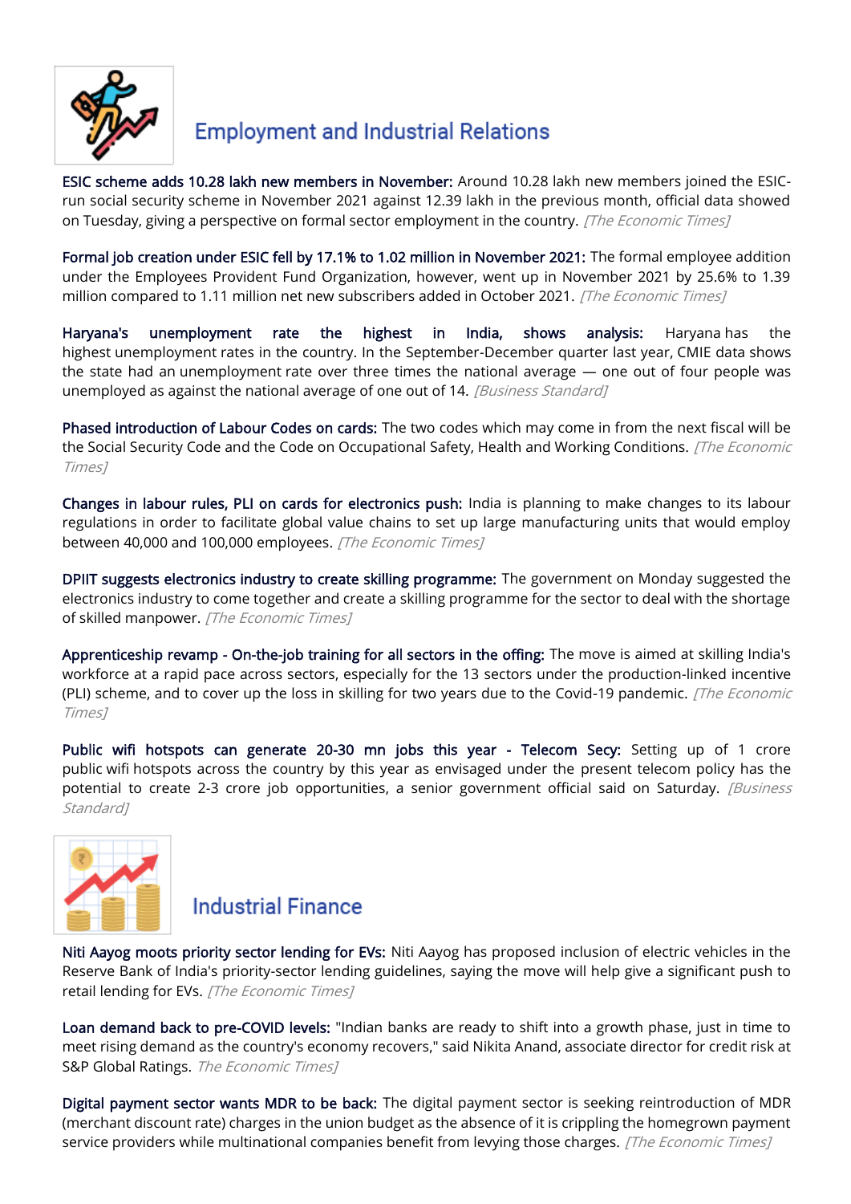## Employment and Industrial Relations

**ESIC scheme adds 10.28 lakh new members in November:** Around 10.28 lakh new members joined the ESIC-run social security scheme in November 2021 against 12.39 lakh in the previous month, official data showed on Tuesday, giving a perspective on formal sector employment in the country. *[The Economic Times]*

**Formal job creation under ESIC fell by 17.1% to 1.02 million in November 2021:** The formal employee addition under the Employees Provident Fund Organization, however, went up in November 2021 by 25.6% to 1.39 million compared to 1.11 million net new subscribers added in October 2021. *[The Economic Times]*

**Haryana's unemployment rate the highest in India, shows analysis:** Haryana has the highest unemployment rates in the country. In the September-December quarter last year, CMIE data shows the state had an unemployment rate over three times the national average — one out of four people was unemployed as against the national average of one out of 14. *[Business Standard]*

**Phased introduction of Labour Codes on cards:** The two codes which may come in from the next fiscal will be the Social Security Code and the Code on Occupational Safety, Health and Working Conditions. *[The Economic Times]*

**Changes in labour rules, PLI on cards for electronics push:** India is planning to make changes to its labour regulations in order to facilitate global value chains to set up large manufacturing units that would employ between 40,000 and 100,000 employees. *[The Economic Times]*

**DPIIT suggests electronics industry to create skilling programme:** The government on Monday suggested the electronics industry to come together and create a skilling programme for the sector to deal with the shortage of skilled manpower. *[The Economic Times]*

**Apprenticeship revamp - On-the-job training for all sectors in the offing:** The move is aimed at skilling India's workforce at a rapid pace across sectors, especially for the 13 sectors under the production-linked incentive (PLI) scheme, and to cover up the loss in skilling for two years due to the Covid-19 pandemic. *[The Economic Times]*

**Public wifi hotspots can generate 20-30 mn jobs this year - Telecom Secy:** Setting up of 1 crore public wifi hotspots across the country by this year as envisaged under the present telecom policy has the potential to create 2-3 crore job opportunities, a senior government official said on Saturday. *[Business Standard]*

## Industrial Finance

**Niti Aayog moots priority sector lending for EVs:** Niti Aayog has proposed inclusion of electric vehicles in the Reserve Bank of India's priority-sector lending guidelines, saying the move will help give a significant push to retail lending for EVs. *[The Economic Times]*

**Loan demand back to pre-COVID levels:** "Indian banks are ready to shift into a growth phase, just in time to meet rising demand as the country's economy recovers," said Nikita Anand, associate director for credit risk at S&P Global Ratings. *The Economic Times]*

**Digital payment sector wants MDR to be back:** The digital payment sector is seeking reintroduction of MDR (merchant discount rate) charges in the union budget as the absence of it is crippling the homegrown payment service providers while multinational companies benefit from levying those charges. *[The Economic Times]*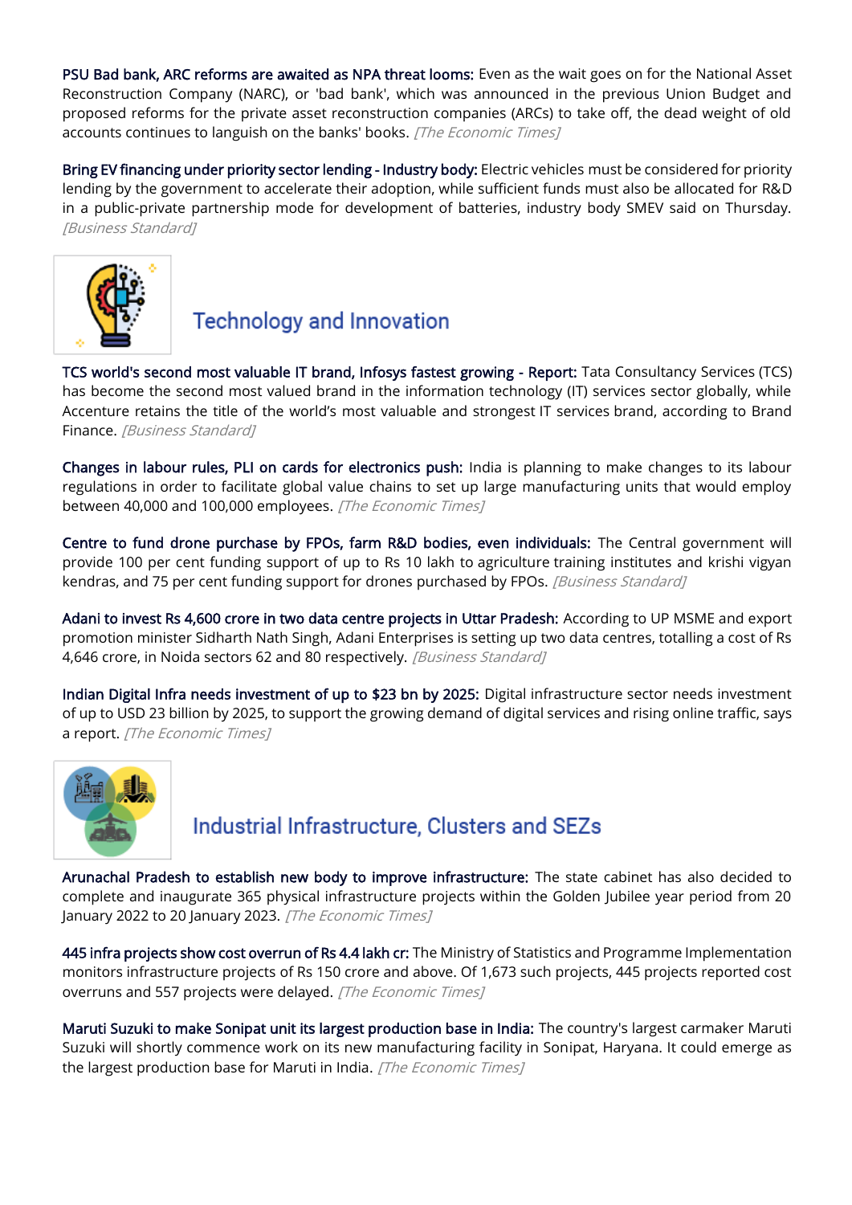**PSU Bad bank, ARC reforms are awaited as NPA threat looms:** Even as the wait goes on for the National Asset Reconstruction Company (NARC), or 'bad bank', which was announced in the previous Union Budget and proposed reforms for the private asset reconstruction companies (ARCs) to take off, the dead weight of old accounts continues to languish on the banks' books. *[The Economic Times]*

**Bring EV financing under priority sector lending - Industry body:** Electric vehicles must be considered for priority lending by the government to accelerate their adoption, while sufficient funds must also be allocated for R&D in a public-private partnership mode for development of batteries, industry body SMEV said on Thursday. *[Business Standard]*

## Technology and Innovation

**TCS world's second most valuable IT brand, Infosys fastest growing - Report:** Tata Consultancy Services (TCS) has become the second most valued brand in the information technology (IT) services sector globally, while Accenture retains the title of the world's most valuable and strongest IT services brand, according to Brand Finance. *[Business Standard]*

**Changes in labour rules, PLI on cards for electronics push:** India is planning to make changes to its labour regulations in order to facilitate global value chains to set up large manufacturing units that would employ between 40,000 and 100,000 employees. *[The Economic Times]*

**Centre to fund drone purchase by FPOs, farm R&D bodies, even individuals:** The Central government will provide 100 per cent funding support of up to Rs 10 lakh to agriculture training institutes and krishi vigyan kendras, and 75 per cent funding support for drones purchased by FPOs. *[Business Standard]*

**Adani to invest Rs 4,600 crore in two data centre projects in Uttar Pradesh:** According to UP MSME and export promotion minister Sidharth Nath Singh, Adani Enterprises is setting up two data centres, totalling a cost of Rs 4,646 crore, in Noida sectors 62 and 80 respectively. *[Business Standard]*

**Indian Digital Infra needs investment of up to $23 bn by 2025:** Digital infrastructure sector needs investment of up to USD 23 billion by 2025, to support the growing demand of digital services and rising online traffic, says a report. *[The Economic Times]*

## Industrial Infrastructure, Clusters and SEZs

**Arunachal Pradesh to establish new body to improve infrastructure:** The state cabinet has also decided to complete and inaugurate 365 physical infrastructure projects within the Golden Jubilee year period from 20 January 2022 to 20 January 2023. *[The Economic Times]*

**445 infra projects show cost overrun of Rs 4.4 lakh cr:** The Ministry of Statistics and Programme Implementation monitors infrastructure projects of Rs 150 crore and above. Of 1,673 such projects, 445 projects reported cost overruns and 557 projects were delayed. *[The Economic Times]*

**Maruti Suzuki to make Sonipat unit its largest production base in India:** The country's largest carmaker Maruti Suzuki will shortly commence work on its new manufacturing facility in Sonipat, Haryana. It could emerge as the largest production base for Maruti in India. *[The Economic Times]*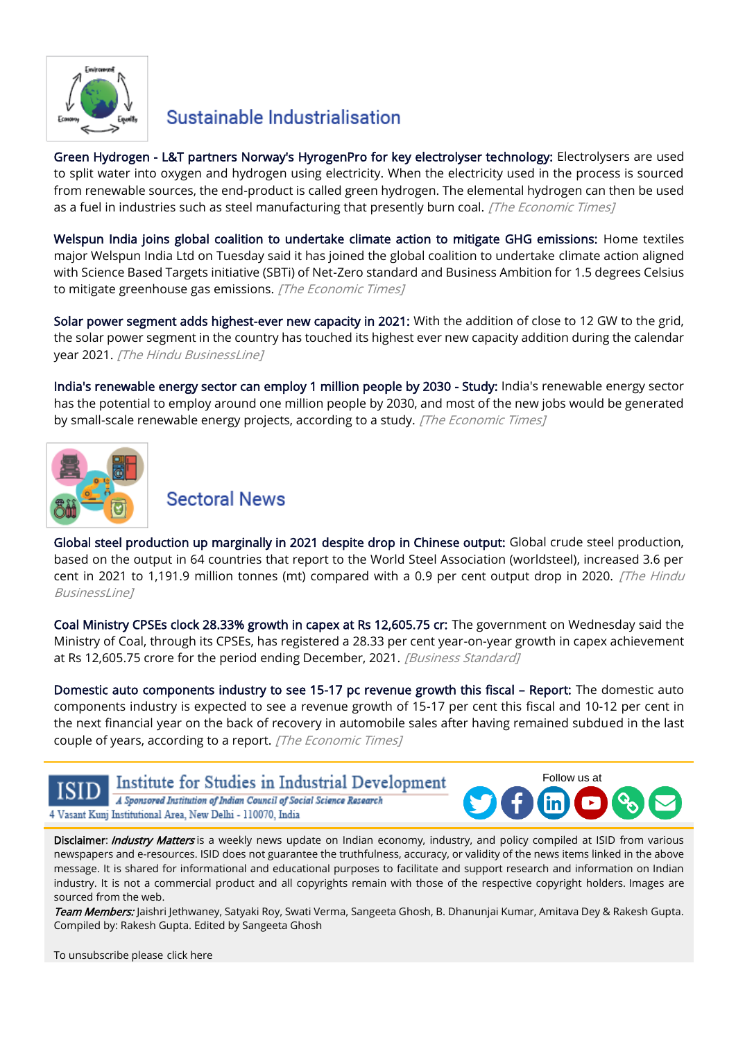## Sustainable Industrialisation

**Green Hydrogen - L&T partners Norway's HyrogenPro for key electrolyser technology:** Electrolysers are used to split water into oxygen and hydrogen using electricity. When the electricity used in the process is sourced from renewable sources, the end-product is called green hydrogen. The elemental hydrogen can then be used as a fuel in industries such as steel manufacturing that presently burn coal. *[The Economic Times]*

**Welspun India joins global coalition to undertake climate action to mitigate GHG emissions:** Home textiles major Welspun India Ltd on Tuesday said it has joined the global coalition to undertake climate action aligned with Science Based Targets initiative (SBTi) of Net-Zero standard and Business Ambition for 1.5 degrees Celsius to mitigate greenhouse gas emissions. *[The Economic Times]*

**Solar power segment adds highest-ever new capacity in 2021:** With the addition of close to 12 GW to the grid, the solar power segment in the country has touched its highest ever new capacity addition during the calendar year 2021. *[The Hindu BusinessLine]*

**India's renewable energy sector can employ 1 million people by 2030 - Study:** India's renewable energy sector has the potential to employ around one million people by 2030, and most of the new jobs would be generated by small-scale renewable energy projects, according to a study. *[The Economic Times]*

## Sectoral News

**Global steel production up marginally in 2021 despite drop in Chinese output:** Global crude steel production, based on the output in 64 countries that report to the World Steel Association (worldsteel), increased 3.6 per cent in 2021 to 1,191.9 million tonnes (mt) compared with a 0.9 per cent output drop in 2020. *[The Hindu BusinessLine]*

**Coal Ministry CPSEs clock 28.33% growth in capex at Rs 12,605.75 cr:** The government on Wednesday said the Ministry of Coal, through its CPSEs, has registered a 28.33 per cent year-on-year growth in capex achievement at Rs 12,605.75 crore for the period ending December, 2021. *[Business Standard]*

**Domestic auto components industry to see 15-17 pc revenue growth this fiscal – Report:** The domestic auto components industry is expected to see a revenue growth of 15-17 per cent this fiscal and 10-12 per cent in the next financial year on the back of recovery in automobile sales after having remained subdued in the last couple of years, according to a report. *[The Economic Times]*

---

**ISID Institute for Studies in Industrial Development**
*A Sponsored Institution of Indian Council of Social Science Research*
4 Vasant Kunj Institutional Area, New Delhi - 110070, India

Follow us at

Disclaimer: *Industry Matters* is a weekly news update on Indian economy, industry, and policy compiled at ISID from various newspapers and e-resources. ISID does not guarantee the truthfulness, accuracy, or validity of the news items linked in the above message. It is shared for informational and educational purposes to facilitate and support research and information on Indian industry. It is not a commercial product and all copyrights remain with those of the respective copyright holders. Images are sourced from the web.

*Team Members:* Jaishri Jethwaney, Satyaki Roy, Swati Verma, Sangeeta Ghosh, B. Dhanunjai Kumar, Amitava Dey & Rakesh Gupta. Compiled by: Rakesh Gupta. Edited by Sangeeta Ghosh

To unsubscribe please click here